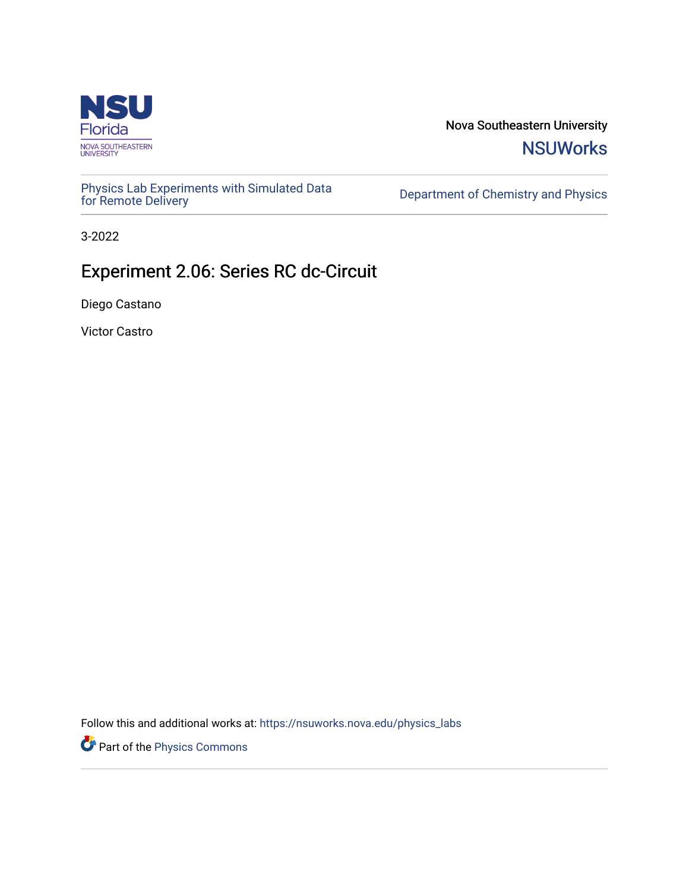Nova Southeastern University

NSUWorks

Physics Lab Experiments with Simulated Data for Remote Delivery

Department of Chemistry and Physics

3-2022

# Experiment 2.06: Series RC dc-Circuit

Diego Castano

Victor Castro

Follow this and additional works at: https://nsuworks.nova.edu/physics_labs

Part of the Physics Commons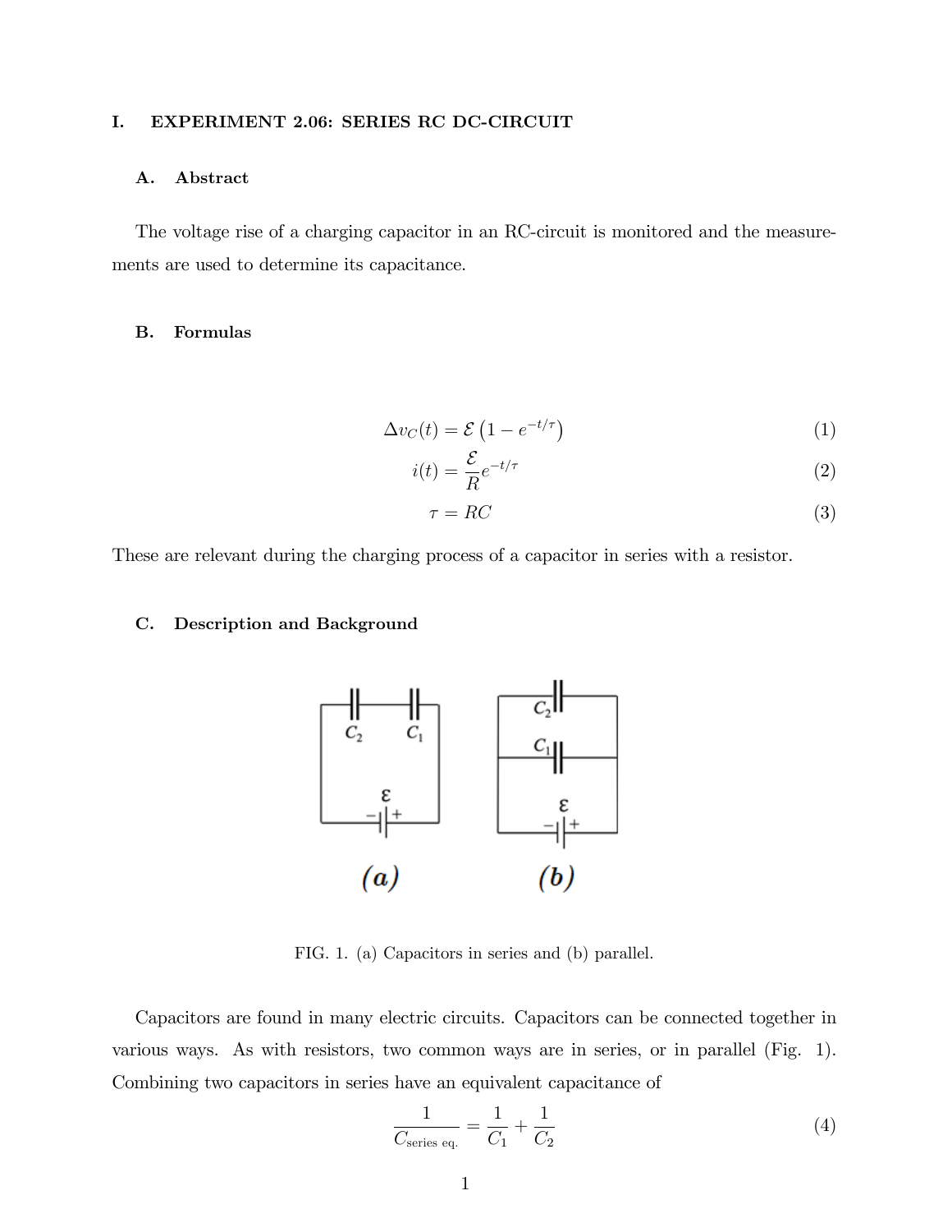# I. EXPERIMENT 2.06: SERIES RC DC-CIRCUIT

## A. Abstract

The voltage rise of a charging capacitor in an RC-circuit is monitored and the measurements are used to determine its capacitance.

## B. Formulas

$$\Delta v_C(t) = \mathcal{E}\left(1 - e^{-t/\tau}\right) \tag{1}$$

$$i(t) = \frac{\mathcal{E}}{R}e^{-t/\tau} \tag{2}$$

$$\tau = RC \tag{3}$$

These are relevant during the charging process of a capacitor in series with a resistor.

## C. Description and Background

FIG. 1. (a) Capacitors in series and (b) parallel.

Capacitors are found in many electric circuits. Capacitors can be connected together in various ways. As with resistors, two common ways are in series, or in parallel (Fig. 1). Combining two capacitors in series have an equivalent capacitance of

$$\frac{1}{C_{\text{series eq.}}} = \frac{1}{C_1} + \frac{1}{C_2} \tag{4}$$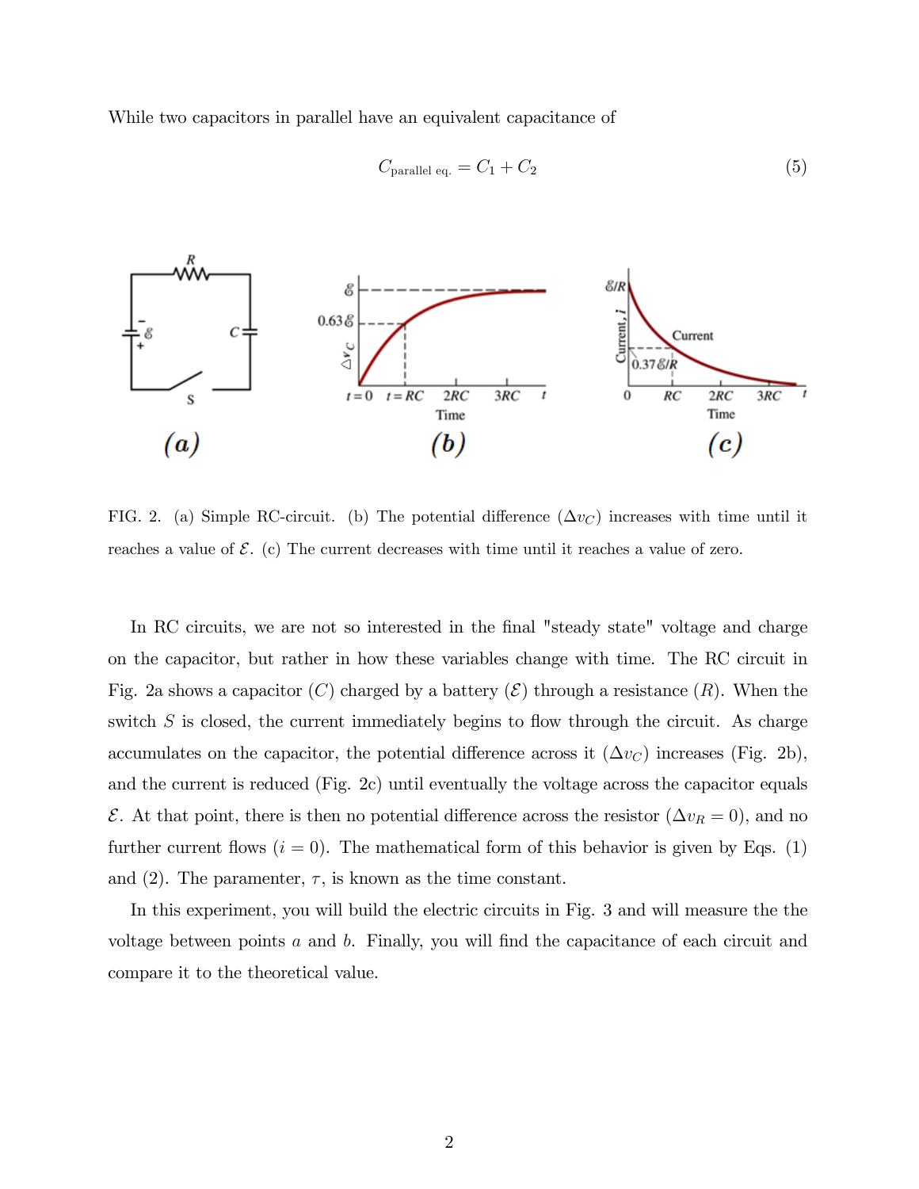While two capacitors in parallel have an equivalent capacitance of

$$C_{\text{parallel eq.}} = C_1 + C_2 \tag{5}$$

FIG. 2. (a) Simple RC-circuit. (b) The potential difference ($\Delta v_C$) increases with time until it reaches a value of $\mathcal{E}$. (c) The current decreases with time until it reaches a value of zero.

In RC circuits, we are not so interested in the final "steady state" voltage and charge on the capacitor, but rather in how these variables change with time. The RC circuit in Fig. 2a shows a capacitor ($C$) charged by a battery ($\mathcal{E}$) through a resistance ($R$). When the switch $S$ is closed, the current immediately begins to flow through the circuit. As charge accumulates on the capacitor, the potential difference across it ($\Delta v_C$) increases (Fig. 2b), and the current is reduced (Fig. 2c) until eventually the voltage across the capacitor equals $\mathcal{E}$. At that point, there is then no potential difference across the resistor ($\Delta v_R = 0$), and no further current flows ($i = 0$). The mathematical form of this behavior is given by Eqs. (1) and (2). The paramenter, $\tau$, is known as the time constant.

In this experiment, you will build the electric circuits in Fig. 3 and will measure the the voltage between points $a$ and $b$. Finally, you will find the capacitance of each circuit and compare it to the theoretical value.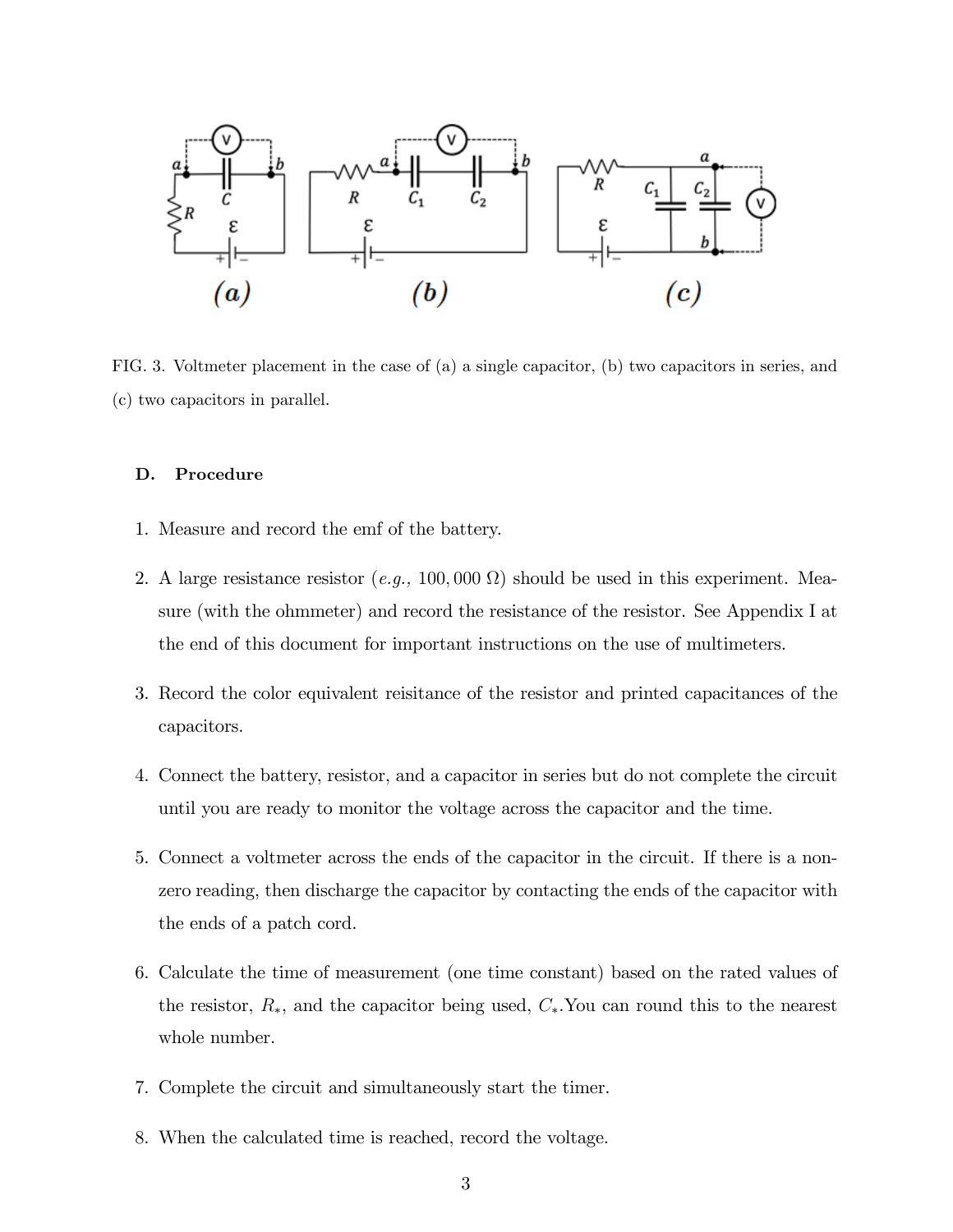FIG. 3. Voltmeter placement in the case of (a) a single capacitor, (b) two capacitors in series, and (c) two capacitors in parallel.

### D. Procedure

1. Measure and record the emf of the battery.
2. A large resistance resistor (*e.g.,* 100, 000 Ω) should be used in this experiment. Measure (with the ohmmeter) and record the resistance of the resistor. See Appendix I at the end of this document for important instructions on the use of multimeters.
3. Record the color equivalent reisitance of the resistor and printed capacitances of the capacitors.
4. Connect the battery, resistor, and a capacitor in series but do not complete the circuit until you are ready to monitor the voltage across the capacitor and the time.
5. Connect a voltmeter across the ends of the capacitor in the circuit. If there is a non-zero reading, then discharge the capacitor by contacting the ends of the capacitor with the ends of a patch cord.
6. Calculate the time of measurement (one time constant) based on the rated values of the resistor, $R_*$, and the capacitor being used, $C_*$.You can round this to the nearest whole number.
7. Complete the circuit and simultaneously start the timer.
8. When the calculated time is reached, record the voltage.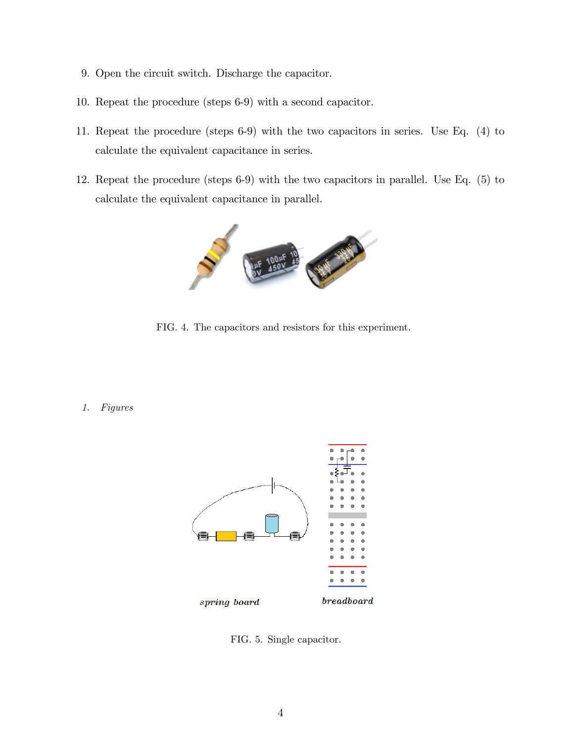9. Open the circuit switch. Discharge the capacitor.
10. Repeat the procedure (steps 6-9) with a second capacitor.
11. Repeat the procedure (steps 6-9) with the two capacitors in series. Use Eq. (4) to calculate the equivalent capacitance in series.
12. Repeat the procedure (steps 6-9) with the two capacitors in parallel. Use Eq. (5) to calculate the equivalent capacitance in parallel.

FIG. 4. The capacitors and resistors for this experiment.

### 1. *Figures*

FIG. 5. Single capacitor.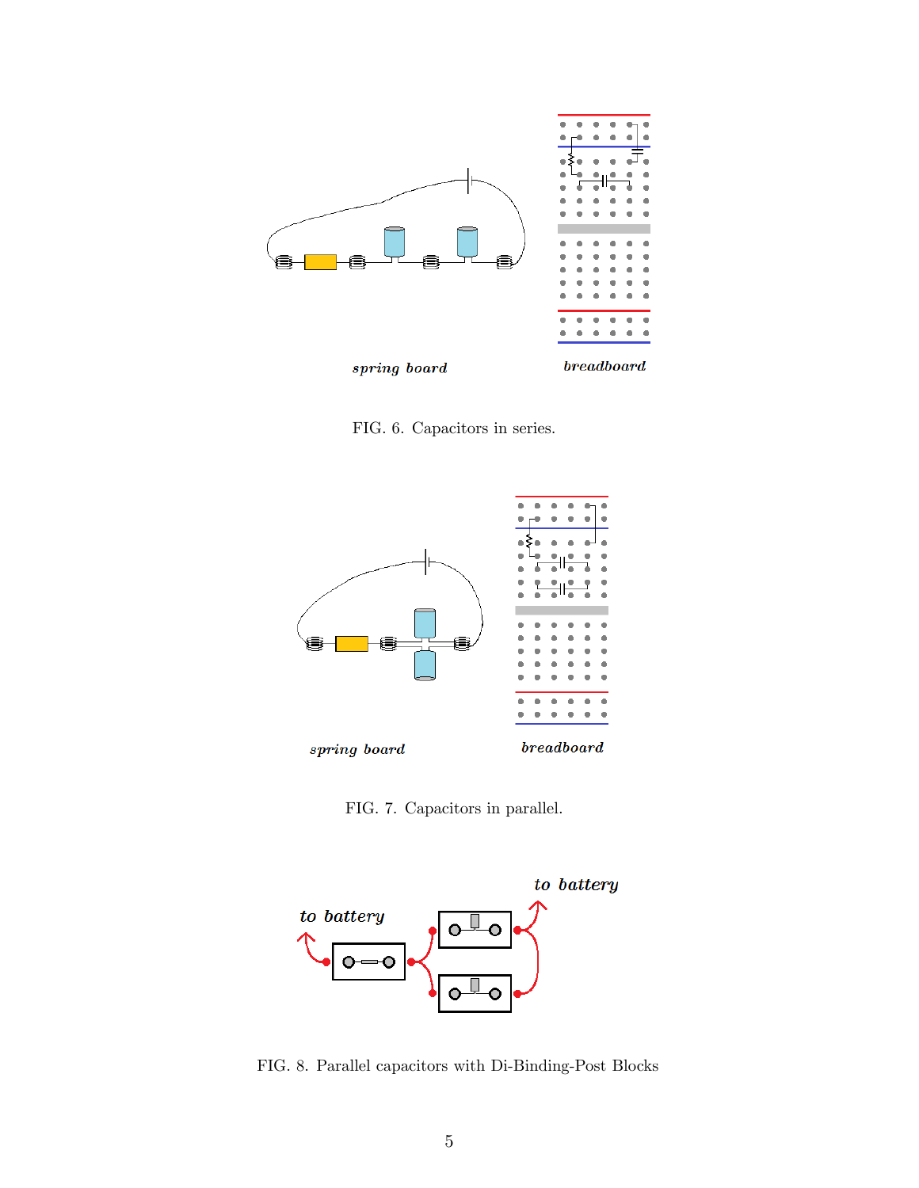spring board

breadboard

FIG. 6. Capacitors in series.

spring board

breadboard

FIG. 7. Capacitors in parallel.

to battery

to battery

FIG. 8. Parallel capacitors with Di-Binding-Post Blocks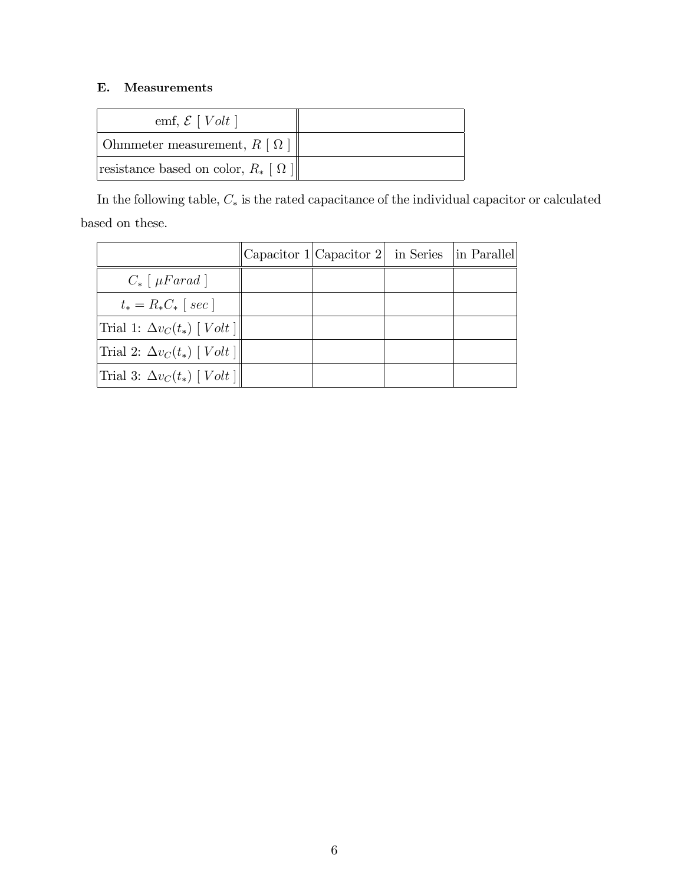### E. Measurements

| | |
|---|---|
| emf, $\mathcal{E}$ [ $Volt$ ] | |
| Ohmmeter measurement, $R$ [ $\Omega$ ] | |
| resistance based on color, $R_*$ [ $\Omega$ ] | |

In the following table, $C_*$ is the rated capacitance of the individual capacitor or calculated based on these.

| | Capacitor 1 | Capacitor 2 | in Series | in Parallel |
|---|---|---|---|---|
| $C_*$ [ $\mu Farad$ ] | | | | |
| $t_* = R_* C_*$ [ $sec$ ] | | | | |
| Trial 1: $\Delta v_C(t_*)$ [ $Volt$ ] | | | | |
| Trial 2: $\Delta v_C(t_*)$ [ $Volt$ ] | | | | |
| Trial 3: $\Delta v_C(t_*)$ [ $Volt$ ] | | | | |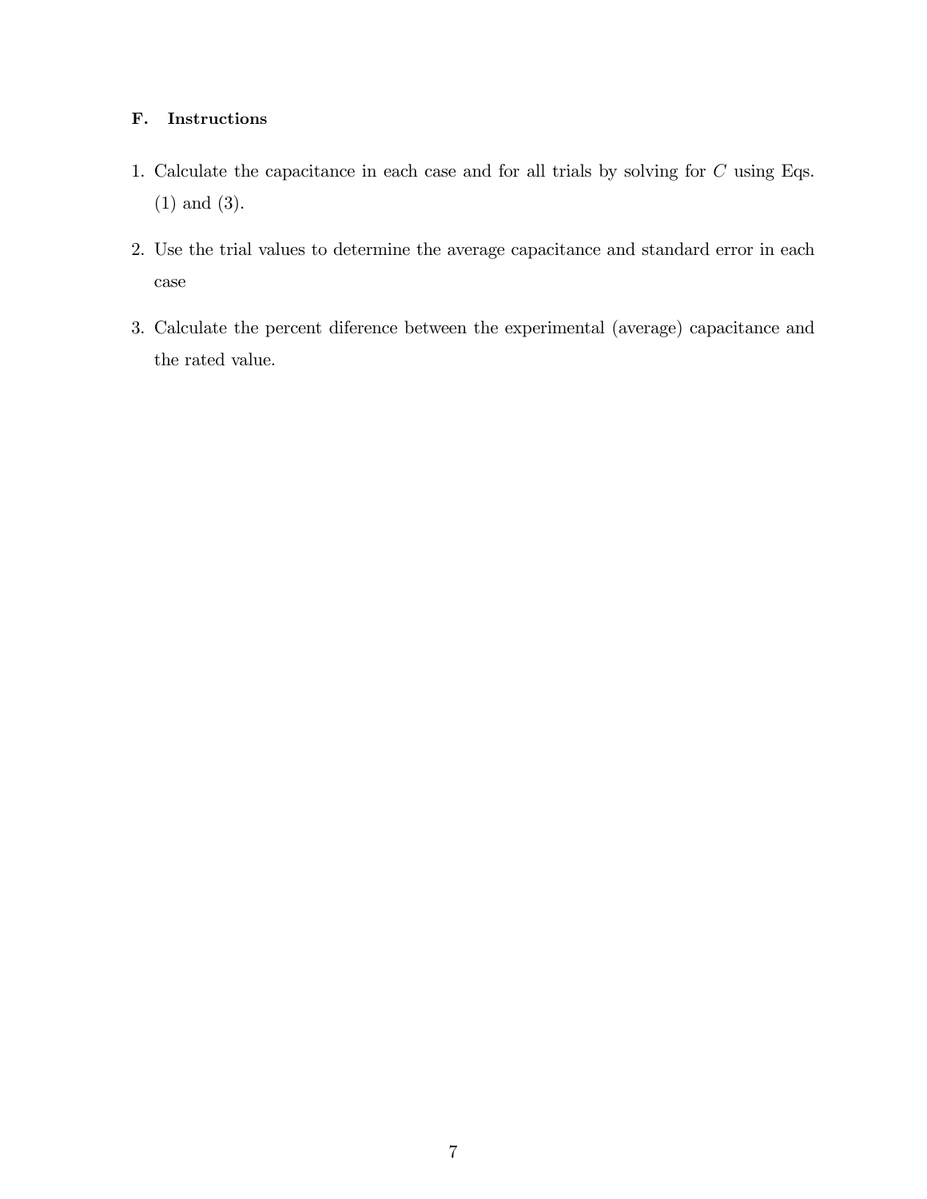### F. Instructions

1. Calculate the capacitance in each case and for all trials by solving for $C$ using Eqs. (1) and (3).

2. Use the trial values to determine the average capacitance and standard error in each case

3. Calculate the percent diference between the experimental (average) capacitance and the rated value.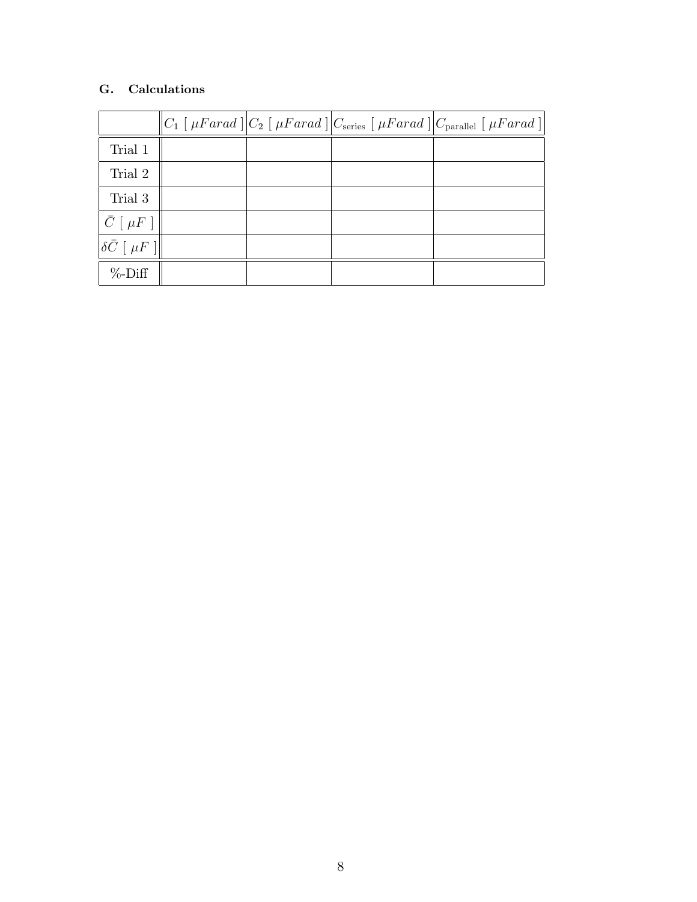### G. Calculations

| | $C_1$ [ $\mu Farad$ ] | $C_2$ [ $\mu Farad$ ] | $C_{\text{series}}$ [ $\mu Farad$ ] | $C_{\text{parallel}}$ [ $\mu Farad$ ] |
|---|---|---|---|---|
| Trial 1 | | | | |
| Trial 2 | | | | |
| Trial 3 | | | | |
| $\bar{C}$ [ $\mu F$ ] | | | | |
| $\delta\bar{C}$ [ $\mu F$ ] | | | | |
| %-Diff | | | | |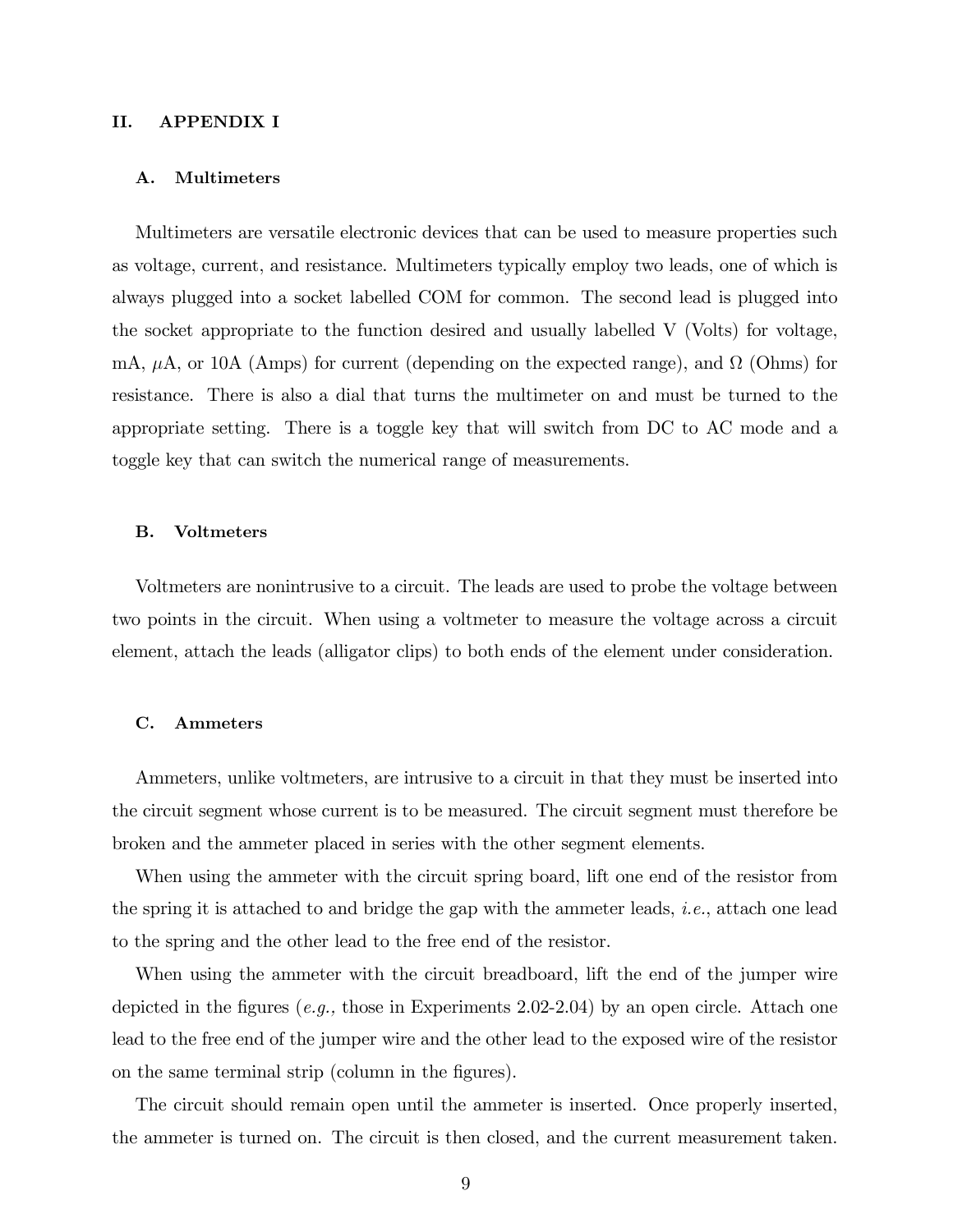## II. APPENDIX I

### A. Multimeters

Multimeters are versatile electronic devices that can be used to measure properties such as voltage, current, and resistance. Multimeters typically employ two leads, one of which is always plugged into a socket labelled COM for common. The second lead is plugged into the socket appropriate to the function desired and usually labelled V (Volts) for voltage, mA, $\mu$A, or 10A (Amps) for current (depending on the expected range), and $\Omega$ (Ohms) for resistance. There is also a dial that turns the multimeter on and must be turned to the appropriate setting. There is a toggle key that will switch from DC to AC mode and a toggle key that can switch the numerical range of measurements.

### B. Voltmeters

Voltmeters are nonintrusive to a circuit. The leads are used to probe the voltage between two points in the circuit. When using a voltmeter to measure the voltage across a circuit element, attach the leads (alligator clips) to both ends of the element under consideration.

### C. Ammeters

Ammeters, unlike voltmeters, are intrusive to a circuit in that they must be inserted into the circuit segment whose current is to be measured. The circuit segment must therefore be broken and the ammeter placed in series with the other segment elements.

When using the ammeter with the circuit spring board, lift one end of the resistor from the spring it is attached to and bridge the gap with the ammeter leads, *i.e.*, attach one lead to the spring and the other lead to the free end of the resistor.

When using the ammeter with the circuit breadboard, lift the end of the jumper wire depicted in the figures (*e.g.,* those in Experiments 2.02-2.04) by an open circle. Attach one lead to the free end of the jumper wire and the other lead to the exposed wire of the resistor on the same terminal strip (column in the figures).

The circuit should remain open until the ammeter is inserted. Once properly inserted, the ammeter is turned on. The circuit is then closed, and the current measurement taken.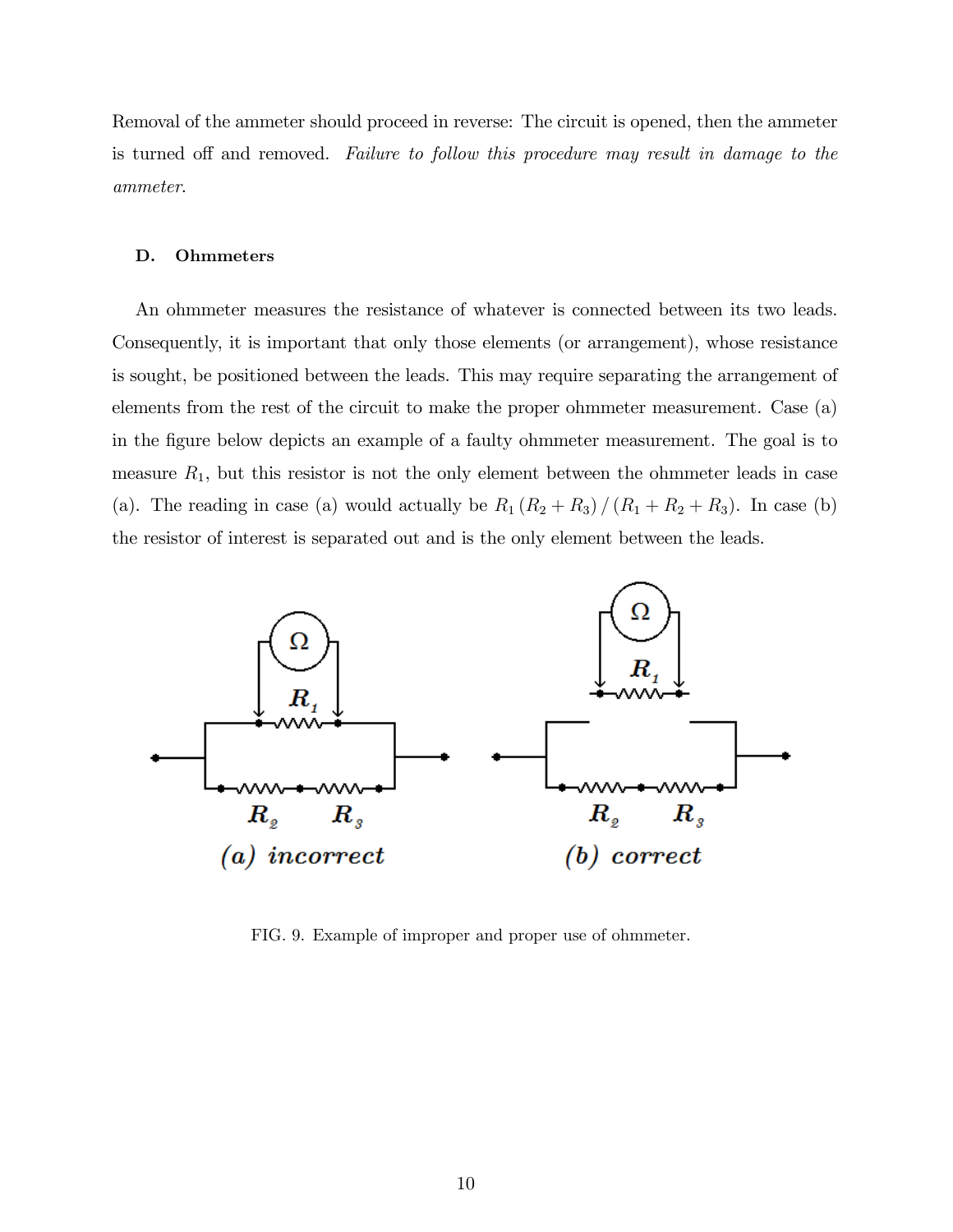Removal of the ammeter should proceed in reverse: The circuit is opened, then the ammeter is turned off and removed. *Failure to follow this procedure may result in damage to the ammeter.*

### D. Ohmmeters

An ohmmeter measures the resistance of whatever is connected between its two leads. Consequently, it is important that only those elements (or arrangement), whose resistance is sought, be positioned between the leads. This may require separating the arrangement of elements from the rest of the circuit to make the proper ohmmeter measurement. Case (a) in the figure below depicts an example of a faulty ohmmeter measurement. The goal is to measure $R_1$, but this resistor is not the only element between the ohmmeter leads in case (a). The reading in case (a) would actually be $R_1 (R_2 + R_3) / (R_1 + R_2 + R_3)$. In case (b) the resistor of interest is separated out and is the only element between the leads.

Ω

$R_1$

$R_2$ $R_3$

*(a) incorrect*

Ω

$R_1$

$R_2$ $R_3$

*(b) correct*

FIG. 9. Example of improper and proper use of ohmmeter.